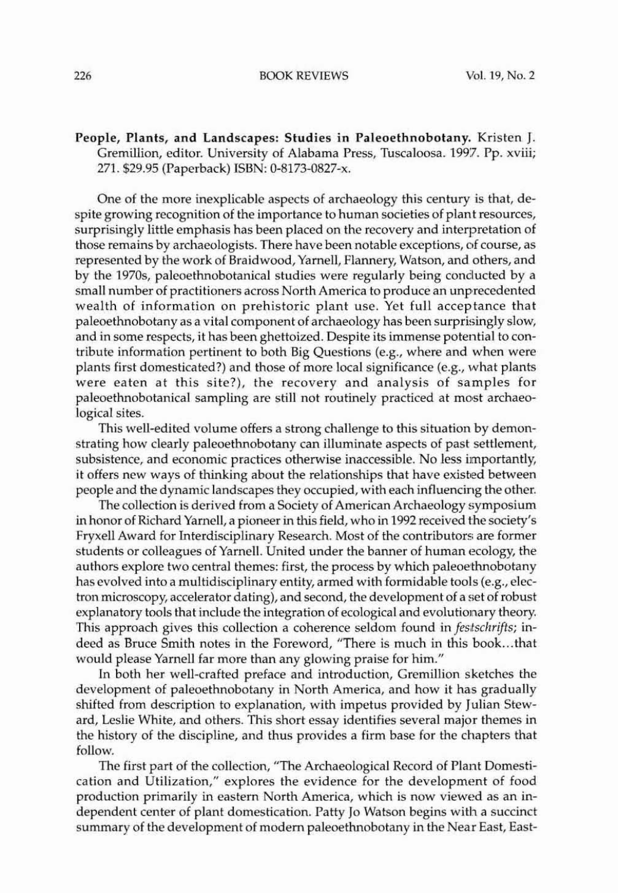**People, Plants, and Landscapes: Studies in Paleoethnobotany.** Kristen J. Gremillion, editor. University of Alabama Press, Tuscaloosa. 1997. Pp. xviii; 271. $29.95 (Paperback) ISBN: 0-8173-0827-x.

One of the more inexplicable aspects of archaeology this century is that, despite growing recognition of the importance to human societies of plant resources, surprisingly little emphasis has been placed on the recovery and interpretation of those remains by archaeologists. There have been notable exceptions, of course, as represented by the work of Braidwood, Yarnell, Flannery, Watson, and others, and by the 1970s, paleoethnobotanical studies were regularly being conducted by a small number of practitioners across North America to produce an unprecedented wealth of information on prehistoric plant use. Yet full acceptance that paleoethnobotany as a vital component of archaeology has been surprisingly slow, and in some respects, it has been ghettoized. Despite its immense potential to contribute information pertinent to both Big Questions (e.g., where and when were plants first domesticated?) and those of more local significance (e.g., what plants were eaten at this site?), the recovery and analysis of samples for paleoethnobotanical sampling are still not routinely practiced at most archaeological sites.

This well-edited volume offers a strong challenge to this situation by demonstrating how clearly paleoethnobotany can illuminate aspects of past settlement, subsistence, and economic practices otherwise inaccessible. No less importantly, it offers new ways of thinking about the relationships that have existed between people and the dynamic landscapes they occupied, with each influencing the other.

The collection is derived from a Society of American Archaeology symposium in honor of Richard Yarnell, a pioneer in this field, who in 1992 received the society's Fryxell Award for Interdisciplinary Research. Most of the contributors are former students or colleagues of Yarnell. United under the banner of human ecology, the authors explore two central themes: first, the process by which paleoethnobotany has evolved into a multidisciplinary entity, armed with formidable tools (e.g., electron microscopy, accelerator dating), and second, the development of a set of robust explanatory tools that include the integration of ecological and evolutionary theory. This approach gives this collection a coherence seldom found in *festschrifts*; indeed as Bruce Smith notes in the Foreword, "There is much in this book...that would please Yarnell far more than any glowing praise for him."

In both her well-crafted preface and introduction, Gremillion sketches the development of paleoethnobotany in North America, and how it has gradually shifted from description to explanation, with impetus provided by Julian Steward, Leslie White, and others. This short essay identifies several major themes in the history of the discipline, and thus provides a firm base for the chapters that follow.

The first part of the collection, "The Archaeological Record of Plant Domestication and Utilization," explores the evidence for the development of food production primarily in eastern North America, which is now viewed as an independent center of plant domestication. Patty Jo Watson begins with a succinct summary of the development of modern paleoethnobotany in the Near East, East-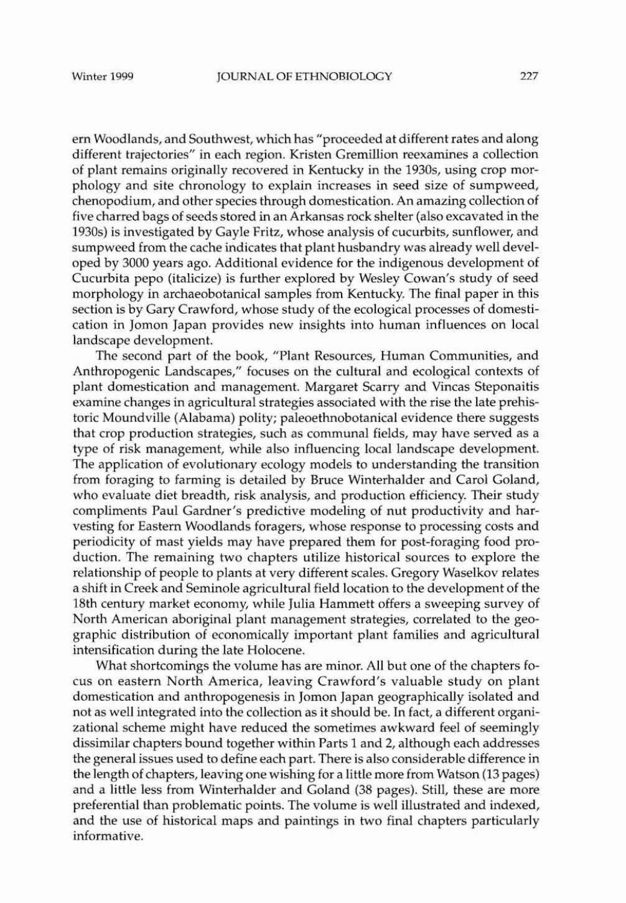ern Woodlands, and Southwest, which has "proceeded at different rates and along different trajectories" in each region. Kristen Gremillion reexamines a collection of plant remains originally recovered in Kentucky in the 1930s, using crop morphology and site chronology to explain increases in seed size of sumpweed, chenopodium, and other species through domestication. An amazing collection of five charred bags of seeds stored in an Arkansas rock shelter (also excavated in the 1930s) is investigated by Gayle Fritz, whose analysis of cucurbits, sunflower, and sumpweed from the cache indicates that plant husbandry was already well developed by 3000 years ago. Additional evidence for the indigenous development of Cucurbita pepo (italicize) is further explored by Wesley Cowan's study of seed morphology in archaeobotanical samples from Kentucky. The final paper in this section is by Gary Crawford, whose study of the ecological processes of domestication in Jomon Japan provides new insights into human influences on local landscape development.

The second part of the book, "Plant Resources, Human Communities, and Anthropogenic Landscapes," focuses on the cultural and ecological contexts of plant domestication and management. Margaret Scarry and Vincas Steponaitis examine changes in agricultural strategies associated with the rise the late prehistoric Moundville (Alabama) polity; paleoethnobotanical evidence there suggests that crop production strategies, such as communal fields, may have served as a type of risk management, while also influencing local landscape development. The application of evolutionary ecology models to understanding the transition from foraging to farming is detailed by Bruce Winterhalder and Carol Goland, who evaluate diet breadth, risk analysis, and production efficiency. Their study compliments Paul Gardner's predictive modeling of nut productivity and harvesting for Eastern Woodlands foragers, whose response to processing costs and periodicity of mast yields may have prepared them for post-foraging food production. The remaining two chapters utilize historical sources to explore the relationship of people to plants at very different scales. Gregory Waselkov relates a shift in Creek and Seminole agricultural field location to the development of the 18th century market economy, while Julia Hammett offers a sweeping survey of North American aboriginal plant management strategies, correlated to the geographic distribution of economically important plant families and agricultural intensification during the late Holocene.

What shortcomings the volume has are minor. All but one of the chapters focus on eastern North America, leaving Crawford's valuable study on plant domestication and anthropogenesis in Jomon Japan geographically isolated and not as well integrated into the collection as it should be. In fact, a different organizational scheme might have reduced the sometimes awkward feel of seemingly dissimilar chapters bound together within Parts 1 and 2, although each addresses the general issues used to define each part. There is also considerable difference in the length of chapters, leaving one wishing for a little more from Watson (13 pages) and a little less from Winterhalder and Goland (38 pages). Still, these are more preferential than problematic points. The volume is well illustrated and indexed, and the use of historical maps and paintings in two final chapters particularly informative.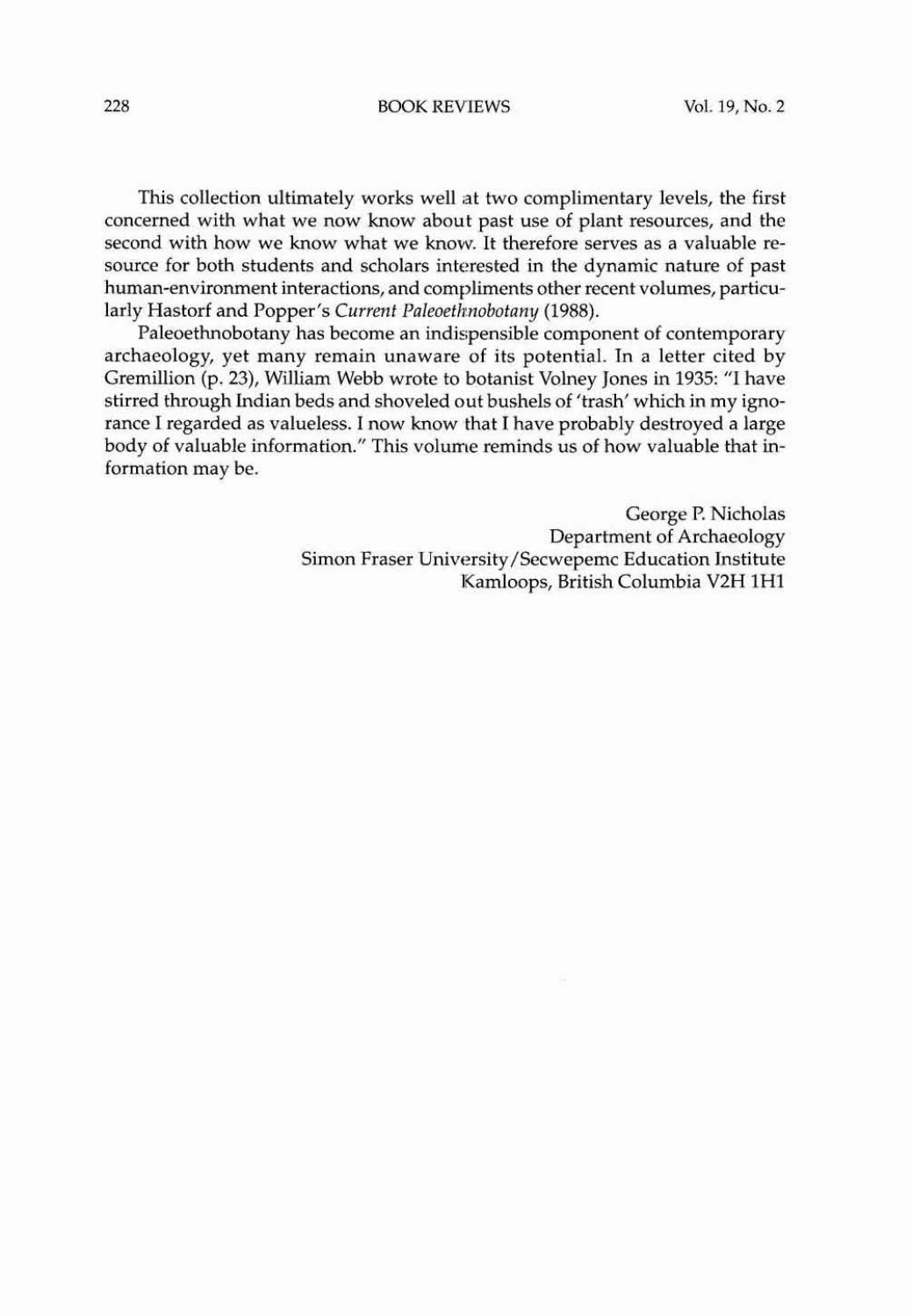This collection ultimately works well at two complimentary levels, the first concerned with what we now know about past use of plant resources, and the second with how we know what we know. It therefore serves as a valuable resource for both students and scholars interested in the dynamic nature of past human-environment interactions, and compliments other recent volumes, particularly Hastorf and Popper's *Current Paleoethnobotany* (1988).

Paleoethnobotany has become an indispensible component of contemporary archaeology, yet many remain unaware of its potential. In a letter cited by Gremillion (p. 23), William Webb wrote to botanist Volney Jones in 1935: "I have stirred through Indian beds and shoveled out bushels of 'trash' which in my ignorance I regarded as valueless. I now know that I have probably destroyed a large body of valuable information." This volume reminds us of how valuable that information may be.

George P. Nicholas  
Department of Archaeology  
Simon Fraser University/Secwepemc Education Institute  
Kamloops, British Columbia V2H 1H1